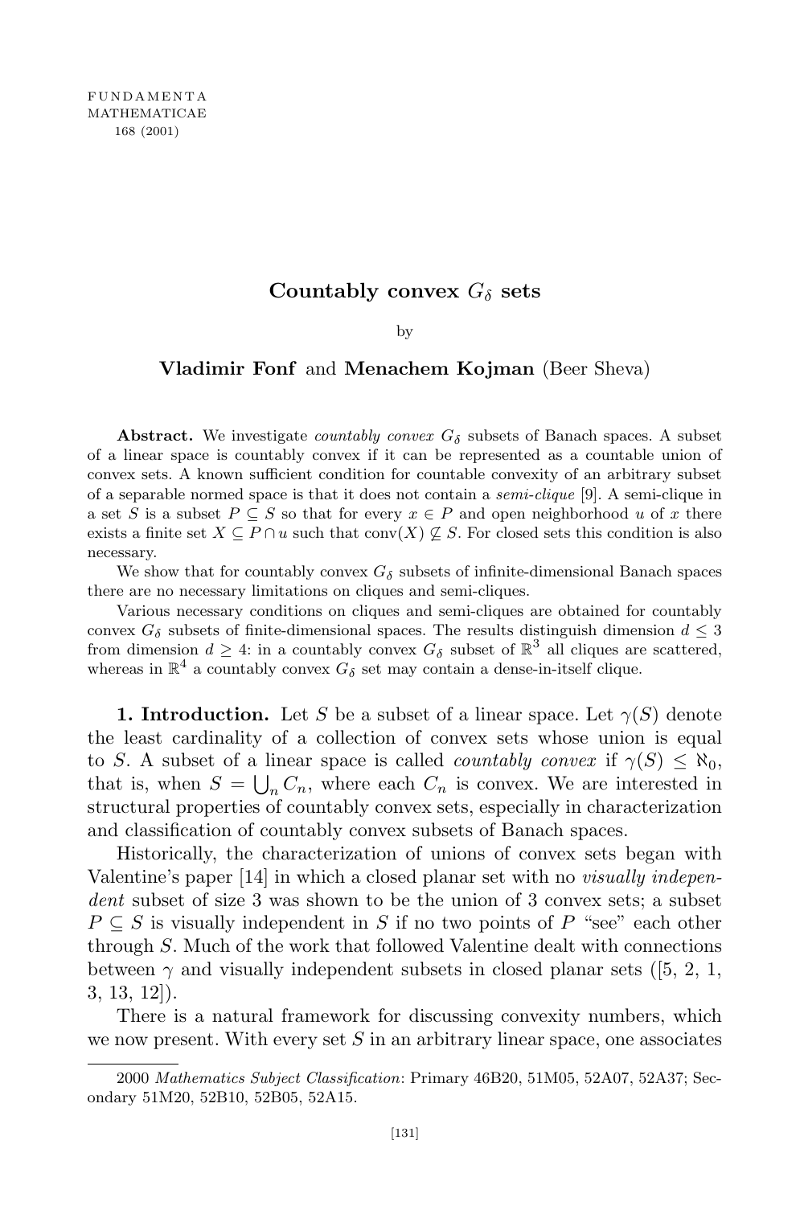# Countably convex $G_\delta$ sets

by

**Vladimir Fonf** and **Menachem Kojman** (Beer Sheva)

**Abstract.** We investigate *countably convex* $G_\delta$ subsets of Banach spaces. A subset of a linear space is countably convex if it can be represented as a countable union of convex sets. A known sufficient condition for countable convexity of an arbitrary subset of a separable normed space is that it does not contain a *semi-clique* [9]. A semi-clique in a set $S$ is a subset $P \subseteq S$ so that for every $x \in P$ and open neighborhood $u$ of $x$ there exists a finite set $X \subseteq P \cap u$ such that $\operatorname{conv}(X) \not\subseteq S$. For closed sets this condition is also necessary.

We show that for countably convex $G_\delta$ subsets of infinite-dimensional Banach spaces there are no necessary limitations on cliques and semi-cliques.

Various necessary conditions on cliques and semi-cliques are obtained for countably convex $G_\delta$ subsets of finite-dimensional spaces. The results distinguish dimension $d \leq 3$ from dimension $d \geq 4$: in a countably convex $G_\delta$ subset of $\mathbb{R}^3$ all cliques are scattered, whereas in $\mathbb{R}^4$ a countably convex $G_\delta$ set may contain a dense-in-itself clique.

**1. Introduction.** Let $S$ be a subset of a linear space. Let $\gamma(S)$ denote the least cardinality of a collection of convex sets whose union is equal to $S$. A subset of a linear space is called *countably convex* if $\gamma(S) \leq \aleph_0$, that is, when $S = \bigcup_n C_n$, where each $C_n$ is convex. We are interested in structural properties of countably convex sets, especially in characterization and classification of countably convex subsets of Banach spaces.

Historically, the characterization of unions of convex sets began with Valentine's paper [14] in which a closed planar set with no *visually independent* subset of size 3 was shown to be the union of 3 convex sets; a subset $P \subseteq S$ is visually independent in $S$ if no two points of $P$ "see" each other through $S$. Much of the work that followed Valentine dealt with connections between $\gamma$ and visually independent subsets in closed planar sets ([5, 2, 1, 3, 13, 12]).

There is a natural framework for discussing convexity numbers, which we now present. With every set $S$ in an arbitrary linear space, one associates

2000 *Mathematics Subject Classification*: Primary 46B20, 51M05, 52A07, 52A37; Secondary 51M20, 52B10, 52B05, 52A15.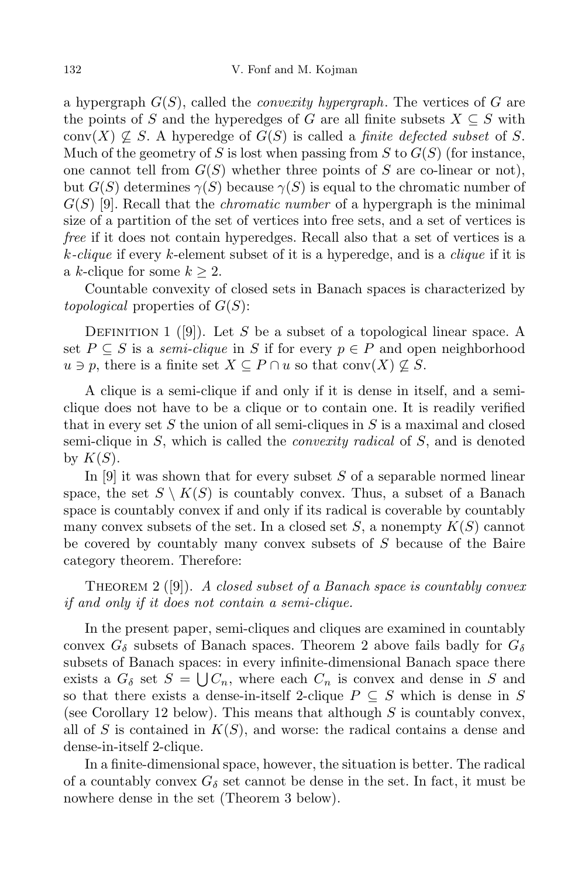a hypergraph $G(S)$, called the *convexity hypergraph*. The vertices of $G$ are the points of $S$ and the hyperedges of $G$ are all finite subsets $X \subseteq S$ with $\mathrm{conv}(X) \nsubseteq S$. A hyperedge of $G(S)$ is called a *finite defected subset* of $S$. Much of the geometry of $S$ is lost when passing from $S$ to $G(S)$ (for instance, one cannot tell from $G(S)$ whether three points of $S$ are co-linear or not), but $G(S)$ determines $\gamma(S)$ because $\gamma(S)$ is equal to the chromatic number of $G(S)$ [9]. Recall that the *chromatic number* of a hypergraph is the minimal size of a partition of the set of vertices into free sets, and a set of vertices is *free* if it does not contain hyperedges. Recall also that a set of vertices is a $k$-*clique* if every $k$-element subset of it is a hyperedge, and is a *clique* if it is a $k$-clique for some $k \geq 2$.

Countable convexity of closed sets in Banach spaces is characterized by *topological* properties of $G(S)$:

Definition 1 ([9]). Let $S$ be a subset of a topological linear space. A set $P \subseteq S$ is a *semi-clique* in $S$ if for every $p \in P$ and open neighborhood $u \ni p$, there is a finite set $X \subseteq P \cap u$ so that $\mathrm{conv}(X) \nsubseteq S$.

A clique is a semi-clique if and only if it is dense in itself, and a semi-clique does not have to be a clique or to contain one. It is readily verified that in every set $S$ the union of all semi-cliques in $S$ is a maximal and closed semi-clique in $S$, which is called the *convexity radical* of $S$, and is denoted by $K(S)$.

In [9] it was shown that for every subset $S$ of a separable normed linear space, the set $S \setminus K(S)$ is countably convex. Thus, a subset of a Banach space is countably convex if and only if its radical is coverable by countably many convex subsets of the set. In a closed set $S$, a nonempty $K(S)$ cannot be covered by countably many convex subsets of $S$ because of the Baire category theorem. Therefore:

Theorem 2 ([9]). *A closed subset of a Banach space is countably convex if and only if it does not contain a semi-clique.*

In the present paper, semi-cliques and cliques are examined in countably convex $G_\delta$ subsets of Banach spaces. Theorem 2 above fails badly for $G_\delta$ subsets of Banach spaces: in every infinite-dimensional Banach space there exists a $G_\delta$ set $S = \bigcup C_n$, where each $C_n$ is convex and dense in $S$ and so that there exists a dense-in-itself 2-clique $P \subseteq S$ which is dense in $S$ (see Corollary 12 below). This means that although $S$ is countably convex, all of $S$ is contained in $K(S)$, and worse: the radical contains a dense and dense-in-itself 2-clique.

In a finite-dimensional space, however, the situation is better. The radical of a countably convex $G_\delta$ set cannot be dense in the set. In fact, it must be nowhere dense in the set (Theorem 3 below).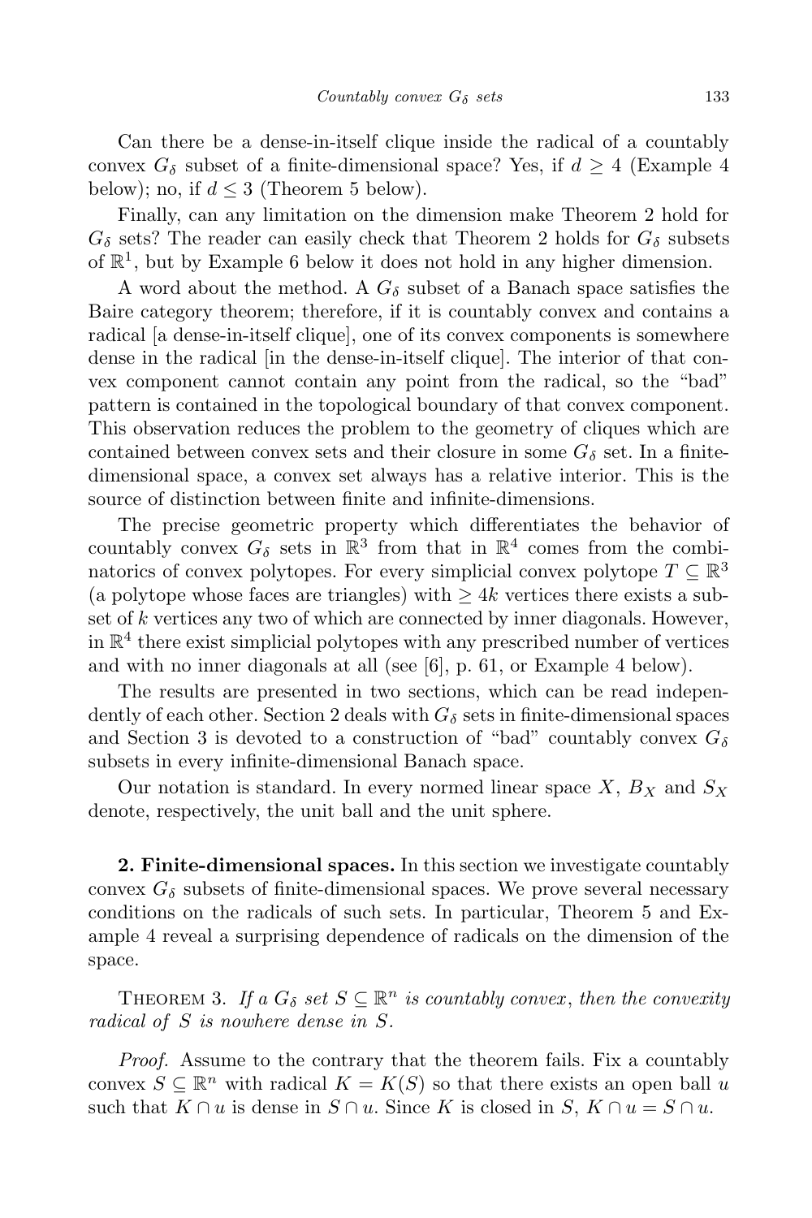Can there be a dense-in-itself clique inside the radical of a countably convex $G_\delta$ subset of a finite-dimensional space? Yes, if $d \geq 4$ (Example 4 below); no, if $d \leq 3$ (Theorem 5 below).

Finally, can any limitation on the dimension make Theorem 2 hold for $G_\delta$ sets? The reader can easily check that Theorem 2 holds for $G_\delta$ subsets of $\mathbb{R}^1$, but by Example 6 below it does not hold in any higher dimension.

A word about the method. A $G_\delta$ subset of a Banach space satisfies the Baire category theorem; therefore, if it is countably convex and contains a radical [a dense-in-itself clique], one of its convex components is somewhere dense in the radical [in the dense-in-itself clique]. The interior of that convex component cannot contain any point from the radical, so the "bad" pattern is contained in the topological boundary of that convex component. This observation reduces the problem to the geometry of cliques which are contained between convex sets and their closure in some $G_\delta$ set. In a finite-dimensional space, a convex set always has a relative interior. This is the source of distinction between finite and infinite-dimensions.

The precise geometric property which differentiates the behavior of countably convex $G_\delta$ sets in $\mathbb{R}^3$ from that in $\mathbb{R}^4$ comes from the combinatorics of convex polytopes. For every simplicial convex polytope $T \subseteq \mathbb{R}^3$ (a polytope whose faces are triangles) with $\geq 4k$ vertices there exists a subset of $k$ vertices any two of which are connected by inner diagonals. However, in $\mathbb{R}^4$ there exist simplicial polytopes with any prescribed number of vertices and with no inner diagonals at all (see [6], p. 61, or Example 4 below).

The results are presented in two sections, which can be read independently of each other. Section 2 deals with $G_\delta$ sets in finite-dimensional spaces and Section 3 is devoted to a construction of "bad" countably convex $G_\delta$ subsets in every infinite-dimensional Banach space.

Our notation is standard. In every normed linear space $X$, $B_X$ and $S_X$ denote, respectively, the unit ball and the unit sphere.

**2. Finite-dimensional spaces.** In this section we investigate countably convex $G_\delta$ subsets of finite-dimensional spaces. We prove several necessary conditions on the radicals of such sets. In particular, Theorem 5 and Example 4 reveal a surprising dependence of radicals on the dimension of the space.

THEOREM 3. *If a $G_\delta$ set $S \subseteq \mathbb{R}^n$ is countably convex, then the convexity radical of $S$ is nowhere dense in $S$.*

*Proof.* Assume to the contrary that the theorem fails. Fix a countably convex $S \subseteq \mathbb{R}^n$ with radical $K = K(S)$ so that there exists an open ball $u$ such that $K \cap u$ is dense in $S \cap u$. Since $K$ is closed in $S$, $K \cap u = S \cap u$.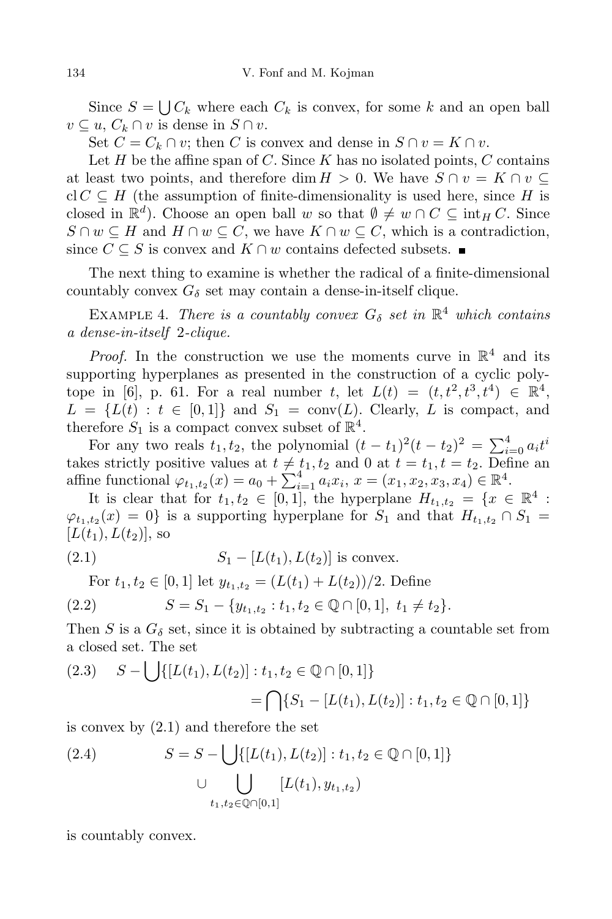Since $S = \bigcup C_k$ where each $C_k$ is convex, for some $k$ and an open ball $v \subseteq u$, $C_k \cap v$ is dense in $S \cap v$.

Set $C = C_k \cap v$; then $C$ is convex and dense in $S \cap v = K \cap v$.

Let $H$ be the affine span of $C$. Since $K$ has no isolated points, $C$ contains at least two points, and therefore $\dim H > 0$. We have $S \cap v = K \cap v \subseteq \operatorname{cl} C \subseteq H$ (the assumption of finite-dimensionality is used here, since $H$ is closed in $\mathbb{R}^d$). Choose an open ball $w$ so that $\emptyset \neq w \cap C \subseteq \operatorname{int}_H C$. Since $S \cap w \subseteq H$ and $H \cap w \subseteq C$, we have $K \cap w \subseteq C$, which is a contradiction, since $C \subseteq S$ is convex and $K \cap w$ contains defected subsets. ■

The next thing to examine is whether the radical of a finite-dimensional countably convex $G_\delta$ set may contain a dense-in-itself clique.

Example 4. *There is a countably convex $G_\delta$ set in $\mathbb{R}^4$ which contains a dense-in-itself 2-clique.*

*Proof.* In the construction we use the moments curve in $\mathbb{R}^4$ and its supporting hyperplanes as presented in the construction of a cyclic polytope in [6], p. 61. For a real number $t$, let $L(t) = (t, t^2, t^3, t^4) \in \mathbb{R}^4$, $L = \{L(t) : t \in [0,1]\}$ and $S_1 = \operatorname{conv}(L)$. Clearly, $L$ is compact, and therefore $S_1$ is a compact convex subset of $\mathbb{R}^4$.

For any two reals $t_1, t_2$, the polynomial $(t-t_1)^2(t-t_2)^2 = \sum_{i=0}^4 a_i t^i$ takes strictly positive values at $t \neq t_1, t_2$ and $0$ at $t = t_1, t = t_2$. Define an affine functional $\varphi_{t_1,t_2}(x) = a_0 + \sum_{i=1}^4 a_i x_i$, $x = (x_1, x_2, x_3, x_4) \in \mathbb{R}^4$.

It is clear that for $t_1, t_2 \in [0,1]$, the hyperplane $H_{t_1,t_2} = \{x \in \mathbb{R}^4 : \varphi_{t_1,t_2}(x) = 0\}$ is a supporting hyperplane for $S_1$ and that $H_{t_1,t_2} \cap S_1 = [L(t_1), L(t_2)]$, so

$$S_1 - [L(t_1), L(t_2)] \text{ is convex.} \tag{2.1}$$

For $t_1, t_2 \in [0,1]$ let $y_{t_1,t_2} = (L(t_1) + L(t_2))/2$. Define

$$S = S_1 - \{y_{t_1,t_2} : t_1, t_2 \in \mathbb{Q} \cap [0,1],\ t_1 \neq t_2\}. \tag{2.2}$$

Then $S$ is a $G_\delta$ set, since it is obtained by subtracting a countable set from a closed set. The set

$$S - \bigcup\{[L(t_1), L(t_2)] : t_1, t_2 \in \mathbb{Q} \cap [0,1]\} = \bigcap\{S_1 - [L(t_1), L(t_2)] : t_1, t_2 \in \mathbb{Q} \cap [0,1]\} \tag{2.3}$$

is convex by (2.1) and therefore the set

$$S = S - \bigcup\{[L(t_1), L(t_2)] : t_1, t_2 \in \mathbb{Q} \cap [0,1]\} \cup \bigcup_{t_1,t_2 \in \mathbb{Q} \cap [0,1]} [L(t_1), y_{t_1,t_2}) \tag{2.4}$$

is countably convex.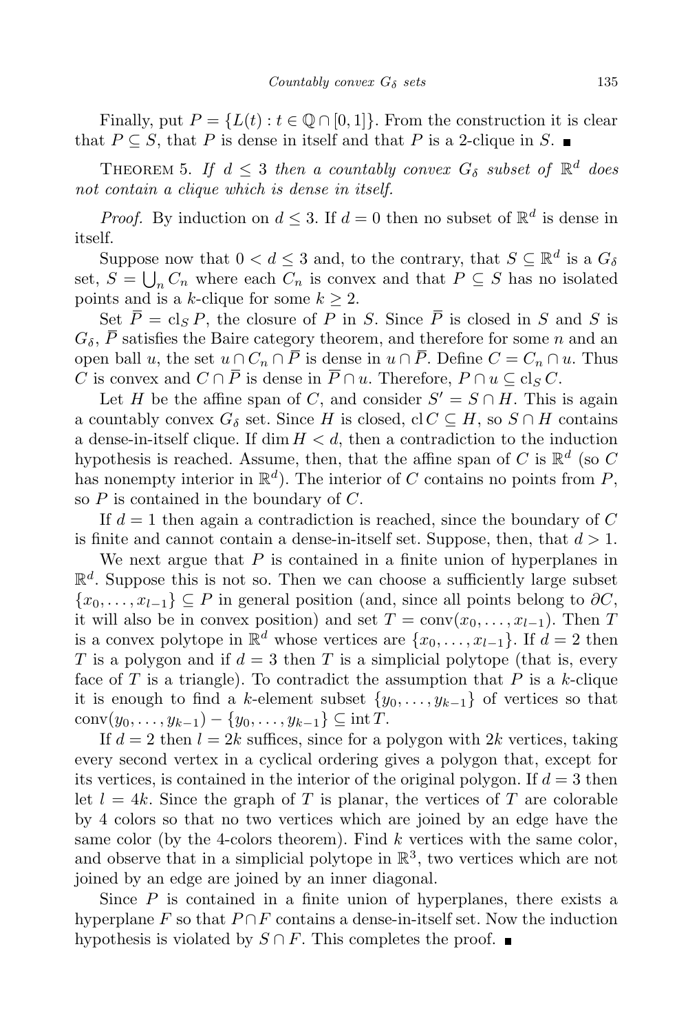Finally, put $P = \{L(t) : t \in \mathbb{Q} \cap [0,1]\}$. From the construction it is clear that $P \subseteq S$, that $P$ is dense in itself and that $P$ is a 2-clique in $S$. ∎

THEOREM 5. *If $d \leq 3$ then a countably convex $G_\delta$ subset of $\mathbb{R}^d$ does not contain a clique which is dense in itself.*

*Proof.* By induction on $d \leq 3$. If $d = 0$ then no subset of $\mathbb{R}^d$ is dense in itself.

Suppose now that $0 < d \leq 3$ and, to the contrary, that $S \subseteq \mathbb{R}^d$ is a $G_\delta$ set, $S = \bigcup_n C_n$ where each $C_n$ is convex and that $P \subseteq S$ has no isolated points and is a $k$-clique for some $k \geq 2$.

Set $\overline{P} = \mathrm{cl}_S P$, the closure of $P$ in $S$. Since $\overline{P}$ is closed in $S$ and $S$ is $G_\delta$, $\overline{P}$ satisfies the Baire category theorem, and therefore for some $n$ and an open ball $u$, the set $u \cap C_n \cap \overline{P}$ is dense in $u \cap \overline{P}$. Define $C = C_n \cap u$. Thus $C$ is convex and $C \cap \overline{P}$ is dense in $\overline{P} \cap u$. Therefore, $P \cap u \subseteq \mathrm{cl}_S C$.

Let $H$ be the affine span of $C$, and consider $S' = S \cap H$. This is again a countably convex $G_\delta$ set. Since $H$ is closed, $\mathrm{cl}\, C \subseteq H$, so $S \cap H$ contains a dense-in-itself clique. If $\dim H < d$, then a contradiction to the induction hypothesis is reached. Assume, then, that the affine span of $C$ is $\mathbb{R}^d$ (so $C$ has nonempty interior in $\mathbb{R}^d$). The interior of $C$ contains no points from $P$, so $P$ is contained in the boundary of $C$.

If $d = 1$ then again a contradiction is reached, since the boundary of $C$ is finite and cannot contain a dense-in-itself set. Suppose, then, that $d > 1$.

We next argue that $P$ is contained in a finite union of hyperplanes in $\mathbb{R}^d$. Suppose this is not so. Then we can choose a sufficiently large subset $\{x_0, \ldots, x_{l-1}\} \subseteq P$ in general position (and, since all points belong to $\partial C$, it will also be in convex position) and set $T = \mathrm{conv}(x_0, \ldots, x_{l-1})$. Then $T$ is a convex polytope in $\mathbb{R}^d$ whose vertices are $\{x_0, \ldots, x_{l-1}\}$. If $d = 2$ then $T$ is a polygon and if $d = 3$ then $T$ is a simplicial polytope (that is, every face of $T$ is a triangle). To contradict the assumption that $P$ is a $k$-clique it is enough to find a $k$-element subset $\{y_0, \ldots, y_{k-1}\}$ of vertices so that $\mathrm{conv}(y_0, \ldots, y_{k-1}) - \{y_0, \ldots, y_{k-1}\} \subseteq \mathrm{int}\, T$.

If $d = 2$ then $l = 2k$ suffices, since for a polygon with $2k$ vertices, taking every second vertex in a cyclical ordering gives a polygon that, except for its vertices, is contained in the interior of the original polygon. If $d = 3$ then let $l = 4k$. Since the graph of $T$ is planar, the vertices of $T$ are colorable by 4 colors so that no two vertices which are joined by an edge have the same color (by the 4-colors theorem). Find $k$ vertices with the same color, and observe that in a simplicial polytope in $\mathbb{R}^3$, two vertices which are not joined by an edge are joined by an inner diagonal.

Since $P$ is contained in a finite union of hyperplanes, there exists a hyperplane $F$ so that $P \cap F$ contains a dense-in-itself set. Now the induction hypothesis is violated by $S \cap F$. This completes the proof. ∎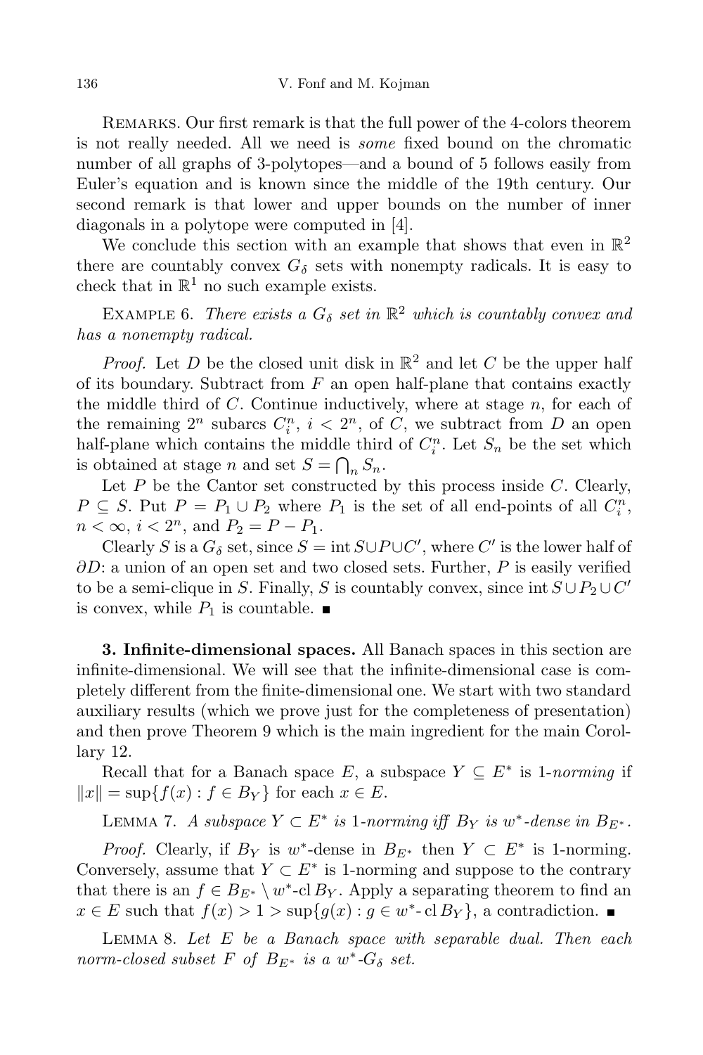REMARKS. Our first remark is that the full power of the 4-colors theorem is not really needed. All we need is *some* fixed bound on the chromatic number of all graphs of 3-polytopes—and a bound of 5 follows easily from Euler's equation and is known since the middle of the 19th century. Our second remark is that lower and upper bounds on the number of inner diagonals in a polytope were computed in [4].

We conclude this section with an example that shows that even in $\mathbb{R}^2$ there are countably convex $G_\delta$ sets with nonempty radicals. It is easy to check that in $\mathbb{R}^1$ no such example exists.

EXAMPLE 6. *There exists a $G_\delta$ set in $\mathbb{R}^2$ which is countably convex and has a nonempty radical.*

*Proof.* Let $D$ be the closed unit disk in $\mathbb{R}^2$ and let $C$ be the upper half of its boundary. Subtract from $F$ an open half-plane that contains exactly the middle third of $C$. Continue inductively, where at stage $n$, for each of the remaining $2^n$ subarcs $C_i^n$, $i < 2^n$, of $C$, we subtract from $D$ an open half-plane which contains the middle third of $C_i^n$. Let $S_n$ be the set which is obtained at stage $n$ and set $S = \bigcap_n S_n$.

Let $P$ be the Cantor set constructed by this process inside $C$. Clearly, $P \subseteq S$. Put $P = P_1 \cup P_2$ where $P_1$ is the set of all end-points of all $C_i^n$, $n < \infty$, $i < 2^n$, and $P_2 = P - P_1$.

Clearly $S$ is a $G_\delta$ set, since $S = \operatorname{int} S \cup P \cup C'$, where $C'$ is the lower half of $\partial D$: a union of an open set and two closed sets. Further, $P$ is easily verified to be a semi-clique in $S$. Finally, $S$ is countably convex, since $\operatorname{int} S \cup P_2 \cup C'$ is convex, while $P_1$ is countable. ∎

**3. Infinite-dimensional spaces.** All Banach spaces in this section are infinite-dimensional. We will see that the infinite-dimensional case is completely different from the finite-dimensional one. We start with two standard auxiliary results (which we prove just for the completeness of presentation) and then prove Theorem 9 which is the main ingredient for the main Corollary 12.

Recall that for a Banach space $E$, a subspace $Y \subseteq E^*$ is 1-*norming* if $\|x\| = \sup\{f(x) : f \in B_Y\}$ for each $x \in E$.

LEMMA 7. *A subspace $Y \subset E^*$ is 1-norming iff $B_Y$ is $w^*$-dense in $B_{E^*}$.*

*Proof.* Clearly, if $B_Y$ is $w^*$-dense in $B_{E^*}$ then $Y \subset E^*$ is 1-norming. Conversely, assume that $Y \subset E^*$ is 1-norming and suppose to the contrary that there is an $f \in B_{E^*} \setminus w^*\text{-cl}\, B_Y$. Apply a separating theorem to find an $x \in E$ such that $f(x) > 1 > \sup\{g(x) : g \in w^*\text{-}\operatorname{cl} B_Y\}$, a contradiction. ∎

LEMMA 8. *Let $E$ be a Banach space with separable dual. Then each norm-closed subset $F$ of $B_{E^*}$ is a $w^*$-$G_\delta$ set.*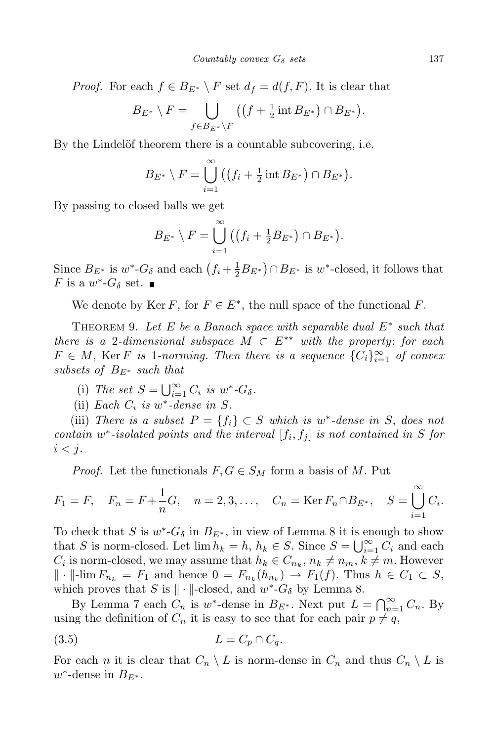*Proof.* For each $f \in B_{E^*} \setminus F$ set $d_f = d(f, F)$. It is clear that

$$B_{E^*} \setminus F = \bigcup_{f \in B_{E^*} \setminus F} \big( (f + \tfrac{1}{2} \operatorname{int} B_{E^*}) \cap B_{E^*} \big).$$

By the Lindelöf theorem there is a countable subcovering, i.e.

$$B_{E^*} \setminus F = \bigcup_{i=1}^{\infty} \big( (f_i + \tfrac{1}{2} \operatorname{int} B_{E^*}) \cap B_{E^*} \big).$$

By passing to closed balls we get

$$B_{E^*} \setminus F = \bigcup_{i=1}^{\infty} \big( (f_i + \tfrac{1}{2} B_{E^*}) \cap B_{E^*} \big).$$

Since $B_{E^*}$ is $w^*$-$G_\delta$ and each $\big(f_i + \frac{1}{2} B_{E^*}\big) \cap B_{E^*}$ is $w^*$-closed, it follows that $F$ is a $w^*$-$G_\delta$ set. ∎

We denote by $\operatorname{Ker} F$, for $F \in E^*$, the null space of the functional $F$.

Theorem 9. *Let $E$ be a Banach space with separable dual $E^*$ such that there is a 2-dimensional subspace $M \subset E^{**}$ with the property: for each $F \in M$, $\operatorname{Ker} F$ is 1-norming. Then there is a sequence $\{C_i\}_{i=1}^{\infty}$ of convex subsets of $B_{E^*}$ such that*

(i) *The set $S = \bigcup_{i=1}^{\infty} C_i$ is $w^*$-$G_\delta$.*

(ii) *Each $C_i$ is $w^*$-dense in $S$.*

(iii) *There is a subset $P = \{f_i\} \subset S$ which is $w^*$-dense in $S$, does not contain $w^*$-isolated points and the interval $[f_i, f_j]$ is not contained in $S$ for $i < j$.*

*Proof.* Let the functionals $F, G \in S_M$ form a basis of $M$. Put

$$F_1 = F, \quad F_n = F + \frac{1}{n} G, \quad n = 2, 3, \ldots, \quad C_n = \operatorname{Ker} F_n \cap B_{E^*}, \quad S = \bigcup_{i=1}^{\infty} C_i.$$

To check that $S$ is $w^*$-$G_\delta$ in $B_{E^*}$, in view of Lemma 8 it is enough to show that $S$ is norm-closed. Let $\lim h_k = h$, $h_k \in S$. Since $S = \bigcup_{i=1}^{\infty} C_i$ and each $C_i$ is norm-closed, we may assume that $h_k \in C_{n_k}$, $n_k \neq n_m$, $k \neq m$. However $\| \cdot \|$-$\lim F_{n_k} = F_1$ and hence $0 = F_{n_k}(h_{n_k}) \to F_1(f)$. Thus $h \in C_1 \subset S$, which proves that $S$ is $\| \cdot \|$-closed, and $w^*$-$G_\delta$ by Lemma 8.

By Lemma 7 each $C_n$ is $w^*$-dense in $B_{E^*}$. Next put $L = \bigcap_{n=1}^{\infty} C_n$. By using the definition of $C_n$ it is easy to see that for each pair $p \neq q$,

$$L = C_p \cap C_q. \tag{3.5}$$

For each $n$ it is clear that $C_n \setminus L$ is norm-dense in $C_n$ and thus $C_n \setminus L$ is $w^*$-dense in $B_{E^*}$.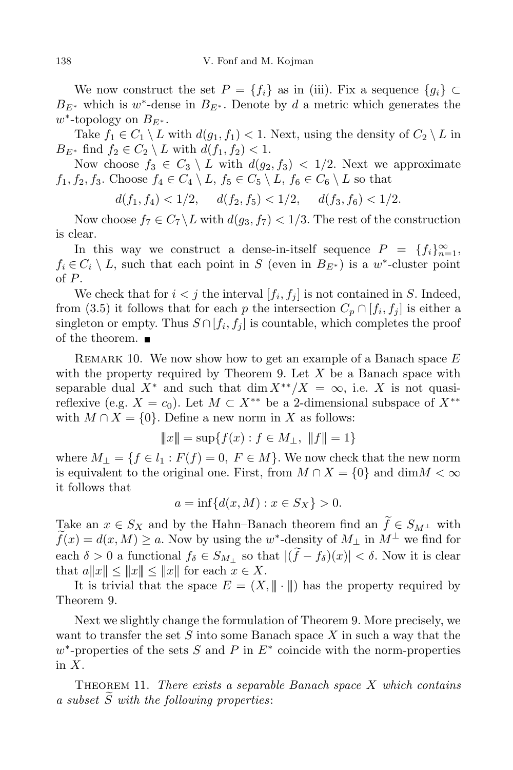We now construct the set $P = \{f_i\}$ as in (iii). Fix a sequence $\{g_i\} \subset B_{E^*}$ which is $w^*$-dense in $B_{E^*}$. Denote by $d$ a metric which generates the $w^*$-topology on $B_{E^*}$.

Take $f_1 \in C_1 \setminus L$ with $d(g_1, f_1) < 1$. Next, using the density of $C_2 \setminus L$ in $B_{E^*}$ find $f_2 \in C_2 \setminus L$ with $d(f_1, f_2) < 1$.

Now choose $f_3 \in C_3 \setminus L$ with $d(g_2, f_3) < 1/2$. Next we approximate $f_1, f_2, f_3$. Choose $f_4 \in C_4 \setminus L$, $f_5 \in C_5 \setminus L$, $f_6 \in C_6 \setminus L$ so that

$$d(f_1, f_4) < 1/2, \quad d(f_2, f_5) < 1/2, \quad d(f_3, f_6) < 1/2.$$

Now choose $f_7 \in C_7 \setminus L$ with $d(g_3, f_7) < 1/3$. The rest of the construction is clear.

In this way we construct a dense-in-itself sequence $P = \{f_i\}_{n=1}^{\infty}$, $f_i \in C_i \setminus L$, such that each point in $S$ (even in $B_{E^*}$) is a $w^*$-cluster point of $P$.

We check that for $i < j$ the interval $[f_i, f_j]$ is not contained in $S$. Indeed, from (3.5) it follows that for each $p$ the intersection $C_p \cap [f_i, f_j]$ is either a singleton or empty. Thus $S \cap [f_i, f_j]$ is countable, which completes the proof of the theorem. ∎

REMARK 10. We now show how to get an example of a Banach space $E$ with the property required by Theorem 9. Let $X$ be a Banach space with separable dual $X^*$ and such that $\dim X^{**}/X = \infty$, i.e. $X$ is not quasi-reflexive (e.g. $X = c_0$). Let $M \subset X^{**}$ be a 2-dimensional subspace of $X^{**}$ with $M \cap X = \{0\}$. Define a new norm in $X$ as follows:

$$|||x||| = \sup\{f(x) : f \in M_{\perp},\ \|f\| = 1\}$$

where $M_{\perp} = \{f \in l_1 : F(f) = 0,\ F \in M\}$. We now check that the new norm is equivalent to the original one. First, from $M \cap X = \{0\}$ and $\dim M < \infty$ it follows that

$$a = \inf\{d(x, M) : x \in S_X\} > 0.$$

Take an $x \in S_X$ and by the Hahn–Banach theorem find an $\widetilde{f} \in S_{M^{\perp}}$ with $\widetilde{f}(x) = d(x, M) \ge a$. Now by using the $w^*$-density of $M_{\perp}$ in $M^{\perp}$ we find for each $\delta > 0$ a functional $f_\delta \in S_{M_{\perp}}$ so that $|(\widetilde{f} - f_\delta)(x)| < \delta$. Now it is clear that $a\|x\| \le |||x||| \le \|x\|$ for each $x \in X$.

It is trivial that the space $E = (X, |||\cdot|||)$ has the property required by Theorem 9.

Next we slightly change the formulation of Theorem 9. More precisely, we want to transfer the set $S$ into some Banach space $X$ in such a way that the $w^*$-properties of the sets $S$ and $P$ in $E^*$ coincide with the norm-properties in $X$.

THEOREM 11. *There exists a separable Banach space $X$ which contains a subset $\widetilde{S}$ with the following properties*: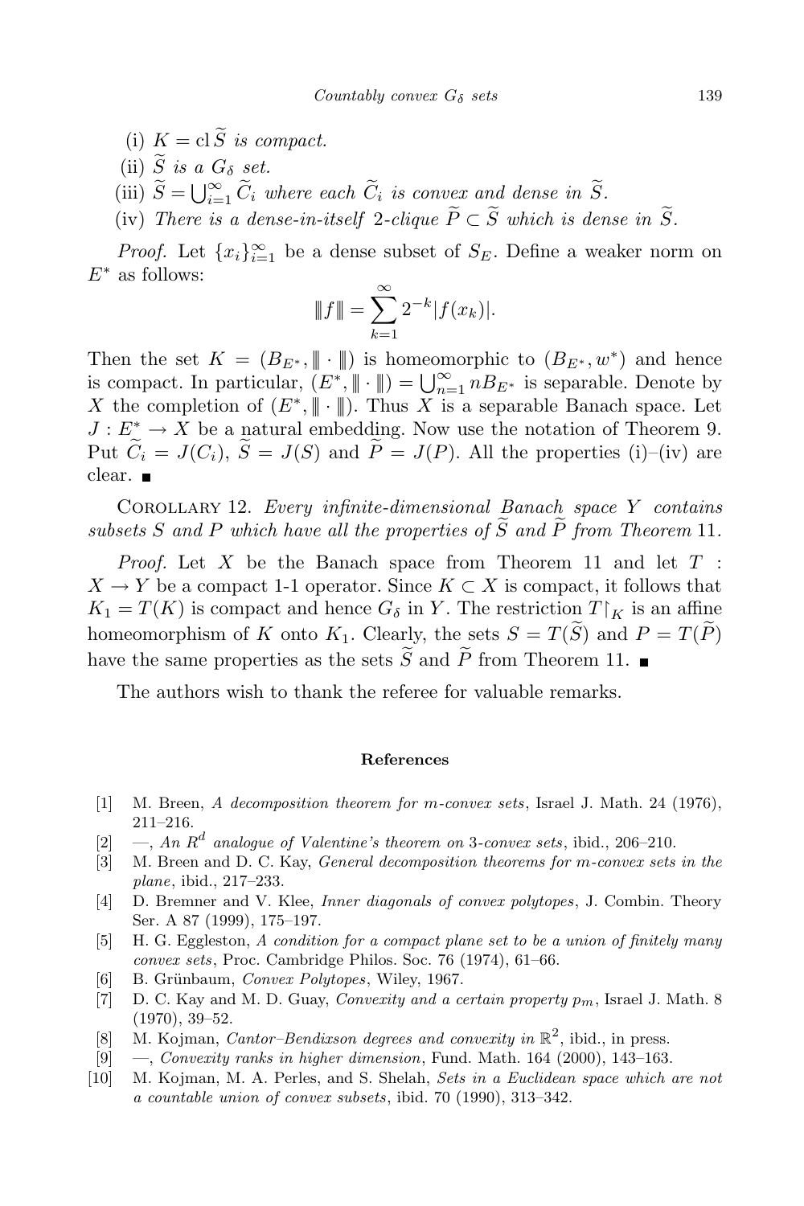(i) $K = \operatorname{cl} \widetilde{S}$ *is compact.*

(ii) $\widetilde{S}$ *is a* $G_\delta$ *set.*

(iii) $\widetilde{S} = \bigcup_{i=1}^{\infty} \widetilde{C}_i$ *where each* $\widetilde{C}_i$ *is convex and dense in* $\widetilde{S}$.

(iv) *There is a dense-in-itself* 2*-clique* $\widetilde{P} \subset \widetilde{S}$ *which is dense in* $\widetilde{S}$.

*Proof.* Let $\{x_i\}_{i=1}^{\infty}$ be a dense subset of $S_E$. Define a weaker norm on $E^*$ as follows:

$$\|\!| f |\!\| = \sum_{k=1}^{\infty} 2^{-k} |f(x_k)|.$$

Then the set $K = (B_{E^*}, \|\!| \cdot |\!\|)$ is homeomorphic to $(B_{E^*}, w^*)$ and hence is compact. In particular, $(E^*, \|\!| \cdot |\!\|) = \bigcup_{n=1}^{\infty} nB_{E^*}$ is separable. Denote by $X$ the completion of $(E^*, \|\!| \cdot |\!\|)$. Thus $X$ is a separable Banach space. Let $J : E^* \to X$ be a natural embedding. Now use the notation of Theorem 9. Put $\widetilde{C}_i = J(C_i)$, $\widetilde{S} = J(S)$ and $\widetilde{P} = J(P)$. All the properties (i)–(iv) are clear. ■

Corollary 12. *Every infinite-dimensional Banach space* $Y$ *contains subsets* $S$ *and* $P$ *which have all the properties of* $\widetilde{S}$ *and* $\widetilde{P}$ *from Theorem* 11.

*Proof.* Let $X$ be the Banach space from Theorem 11 and let $T : X \to Y$ be a compact 1-1 operator. Since $K \subset X$ is compact, it follows that $K_1 = T(K)$ is compact and hence $G_\delta$ in $Y$. The restriction $T\restriction_K$ is an affine homeomorphism of $K$ onto $K_1$. Clearly, the sets $S = T(\widetilde{S})$ and $P = T(\widetilde{P})$ have the same properties as the sets $\widetilde{S}$ and $\widetilde{P}$ from Theorem 11. ■

The authors wish to thank the referee for valuable remarks.

## References

[1] M. Breen, *A decomposition theorem for m-convex sets*, Israel J. Math. 24 (1976), 211–216.

[2] —, *An $R^d$ analogue of Valentine's theorem on* 3*-convex sets*, ibid., 206–210.

[3] M. Breen and D. C. Kay, *General decomposition theorems for m-convex sets in the plane*, ibid., 217–233.

[4] D. Bremner and V. Klee, *Inner diagonals of convex polytopes*, J. Combin. Theory Ser. A 87 (1999), 175–197.

[5] H. G. Eggleston, *A condition for a compact plane set to be a union of finitely many convex sets*, Proc. Cambridge Philos. Soc. 76 (1974), 61–66.

[6] B. Grünbaum, *Convex Polytopes*, Wiley, 1967.

[7] D. C. Kay and M. D. Guay, *Convexity and a certain property $p_m$*, Israel J. Math. 8 (1970), 39–52.

[8] M. Kojman, *Cantor–Bendixson degrees and convexity in $\mathbb{R}^2$*, ibid., in press.

[9] —, *Convexity ranks in higher dimension*, Fund. Math. 164 (2000), 143–163.

[10] M. Kojman, M. A. Perles, and S. Shelah, *Sets in a Euclidean space which are not a countable union of convex subsets*, ibid. 70 (1990), 313–342.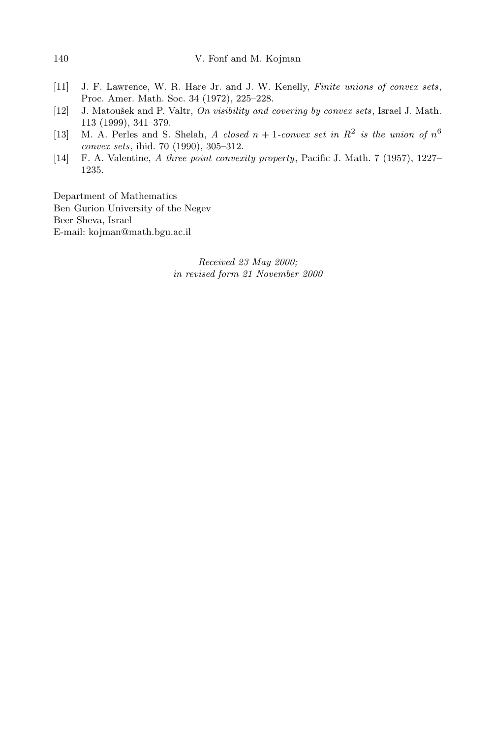[11] J. F. Lawrence, W. R. Hare Jr. and J. W. Kenelly, *Finite unions of convex sets*, Proc. Amer. Math. Soc. 34 (1972), 225–228.

[12] J. Matoušek and P. Valtr, *On visibility and covering by convex sets*, Israel J. Math. 113 (1999), 341–379.

[13] M. A. Perles and S. Shelah, *A closed $n+1$-convex set in $R^2$ is the union of $n^6$ convex sets*, ibid. 70 (1990), 305–312.

[14] F. A. Valentine, *A three point convexity property*, Pacific J. Math. 7 (1957), 1227–1235.

Department of Mathematics
Ben Gurion University of the Negev
Beer Sheva, Israel
E-mail: kojman@math.bgu.ac.il

*Received 23 May 2000;*
*in revised form 21 November 2000*